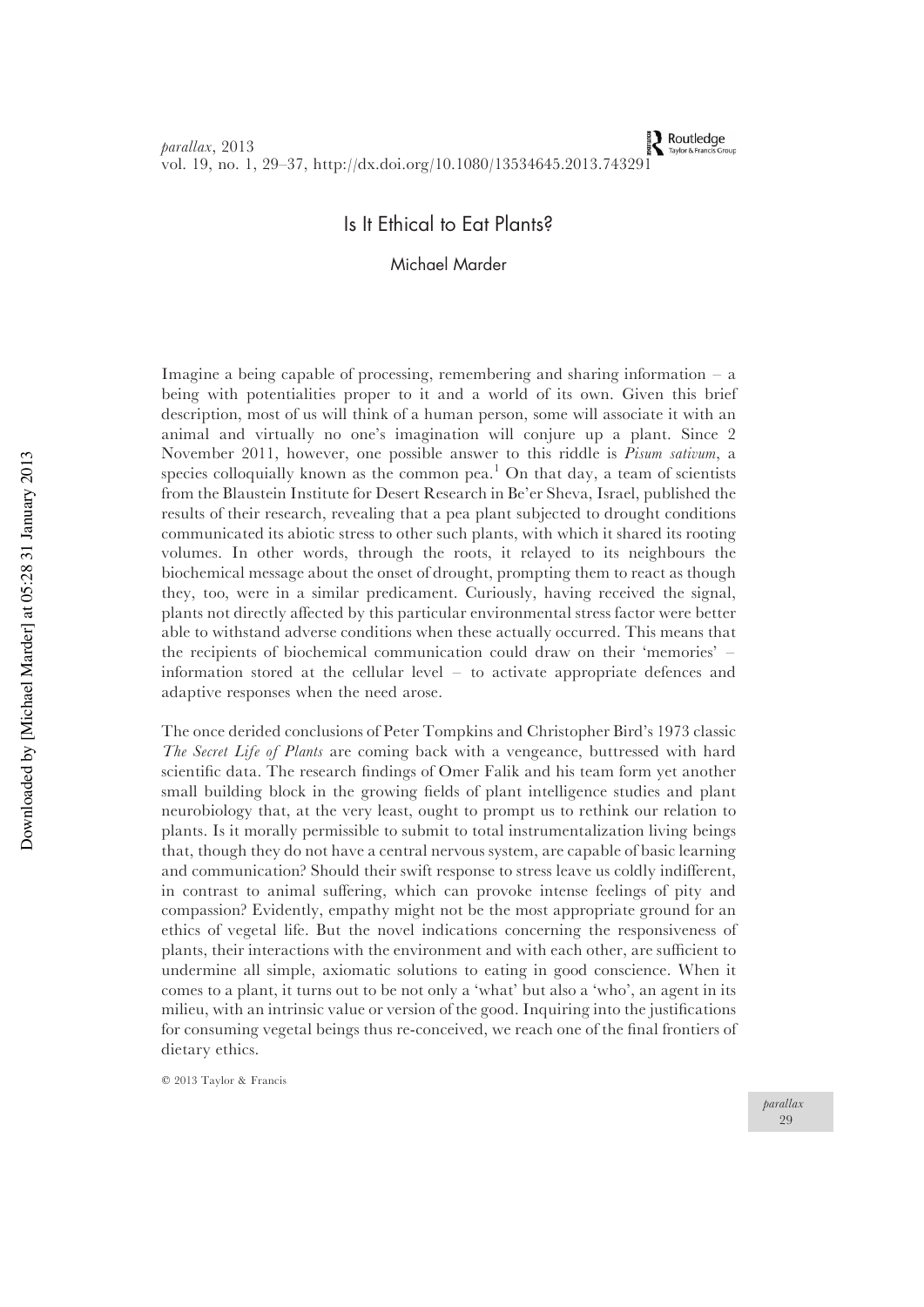# Is It Ethical to Eat Plants?

Michael Marder

Imagine a being capable of processing, remembering and sharing information – a being with potentialities proper to it and a world of its own. Given this brief description, most of us will think of a human person, some will associate it with an animal and virtually no one's imagination will conjure up a plant. Since 2 November 2011, however, one possible answer to this riddle is *Pisum sativum*, a species colloquially known as the common pea.[1] On that day, a team of scientists from the Blaustein Institute for Desert Research in Be'er Sheva, Israel, published the results of their research, revealing that a pea plant subjected to drought conditions communicated its abiotic stress to other such plants, with which it shared its rooting volumes. In other words, through the roots, it relayed to its neighbours the biochemical message about the onset of drought, prompting them to react as though they, too, were in a similar predicament. Curiously, having received the signal, plants not directly affected by this particular environmental stress factor were better able to withstand adverse conditions when these actually occurred. This means that the recipients of biochemical communication could draw on their 'memories' – information stored at the cellular level – to activate appropriate defences and adaptive responses when the need arose.

The once derided conclusions of Peter Tompkins and Christopher Bird's 1973 classic *The Secret Life of Plants* are coming back with a vengeance, buttressed with hard scientific data. The research findings of Omer Falik and his team form yet another small building block in the growing fields of plant intelligence studies and plant neurobiology that, at the very least, ought to prompt us to rethink our relation to plants. Is it morally permissible to submit to total instrumentalization living beings that, though they do not have a central nervous system, are capable of basic learning and communication? Should their swift response to stress leave us coldly indifferent, in contrast to animal suffering, which can provoke intense feelings of pity and compassion? Evidently, empathy might not be the most appropriate ground for an ethics of vegetal life. But the novel indications concerning the responsiveness of plants, their interactions with the environment and with each other, are sufficient to undermine all simple, axiomatic solutions to eating in good conscience. When it comes to a plant, it turns out to be not only a 'what' but also a 'who', an agent in its milieu, with an intrinsic value or version of the good. Inquiring into the justifications for consuming vegetal beings thus re-conceived, we reach one of the final frontiers of dietary ethics.

© 2013 Taylor & Francis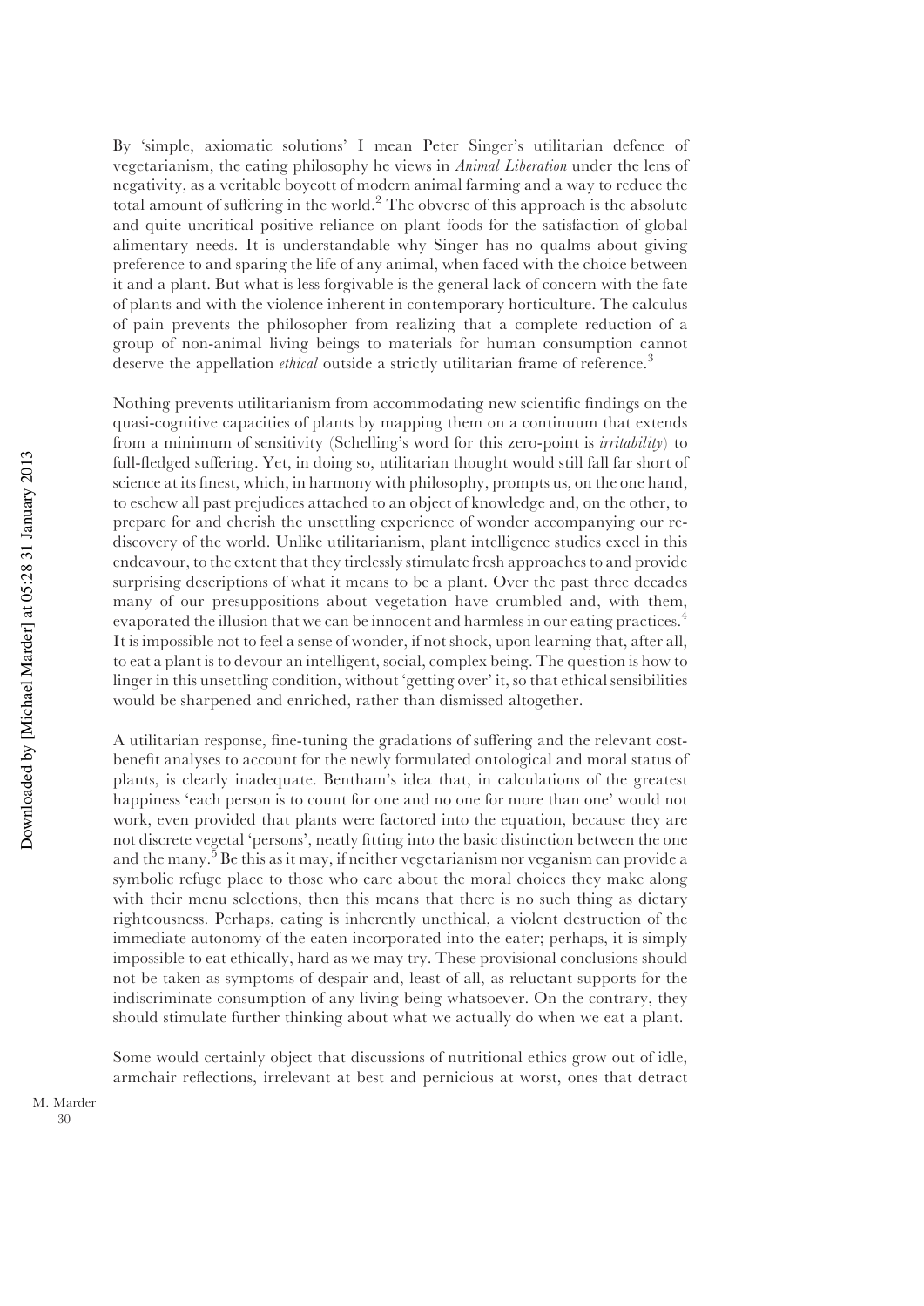By 'simple, axiomatic solutions' I mean Peter Singer's utilitarian defence of vegetarianism, the eating philosophy he views in *Animal Liberation* under the lens of negativity, as a veritable boycott of modern animal farming and a way to reduce the total amount of suffering in the world.[2] The obverse of this approach is the absolute and quite uncritical positive reliance on plant foods for the satisfaction of global alimentary needs. It is understandable why Singer has no qualms about giving preference to and sparing the life of any animal, when faced with the choice between it and a plant. But what is less forgivable is the general lack of concern with the fate of plants and with the violence inherent in contemporary horticulture. The calculus of pain prevents the philosopher from realizing that a complete reduction of a group of non-animal living beings to materials for human consumption cannot deserve the appellation *ethical* outside a strictly utilitarian frame of reference.[3]

Nothing prevents utilitarianism from accommodating new scientific findings on the quasi-cognitive capacities of plants by mapping them on a continuum that extends from a minimum of sensitivity (Schelling's word for this zero-point is *irritability*) to full-fledged suffering. Yet, in doing so, utilitarian thought would still fall far short of science at its finest, which, in harmony with philosophy, prompts us, on the one hand, to eschew all past prejudices attached to an object of knowledge and, on the other, to prepare for and cherish the unsettling experience of wonder accompanying our re-discovery of the world. Unlike utilitarianism, plant intelligence studies excel in this endeavour, to the extent that they tirelessly stimulate fresh approaches to and provide surprising descriptions of what it means to be a plant. Over the past three decades many of our presuppositions about vegetation have crumbled and, with them, evaporated the illusion that we can be innocent and harmless in our eating practices.[4] It is impossible not to feel a sense of wonder, if not shock, upon learning that, after all, to eat a plant is to devour an intelligent, social, complex being. The question is how to linger in this unsettling condition, without 'getting over' it, so that ethical sensibilities would be sharpened and enriched, rather than dismissed altogether.

A utilitarian response, fine-tuning the gradations of suffering and the relevant cost-benefit analyses to account for the newly formulated ontological and moral status of plants, is clearly inadequate. Bentham's idea that, in calculations of the greatest happiness 'each person is to count for one and no one for more than one' would not work, even provided that plants were factored into the equation, because they are not discrete vegetal 'persons', neatly fitting into the basic distinction between the one and the many.[5] Be this as it may, if neither vegetarianism nor veganism can provide a symbolic refuge place to those who care about the moral choices they make along with their menu selections, then this means that there is no such thing as dietary righteousness. Perhaps, eating is inherently unethical, a violent destruction of the immediate autonomy of the eaten incorporated into the eater; perhaps, it is simply impossible to eat ethically, hard as we may try. These provisional conclusions should not be taken as symptoms of despair and, least of all, as reluctant supports for the indiscriminate consumption of any living being whatsoever. On the contrary, they should stimulate further thinking about what we actually do when we eat a plant.

Some would certainly object that discussions of nutritional ethics grow out of idle, armchair reflections, irrelevant at best and pernicious at worst, ones that detract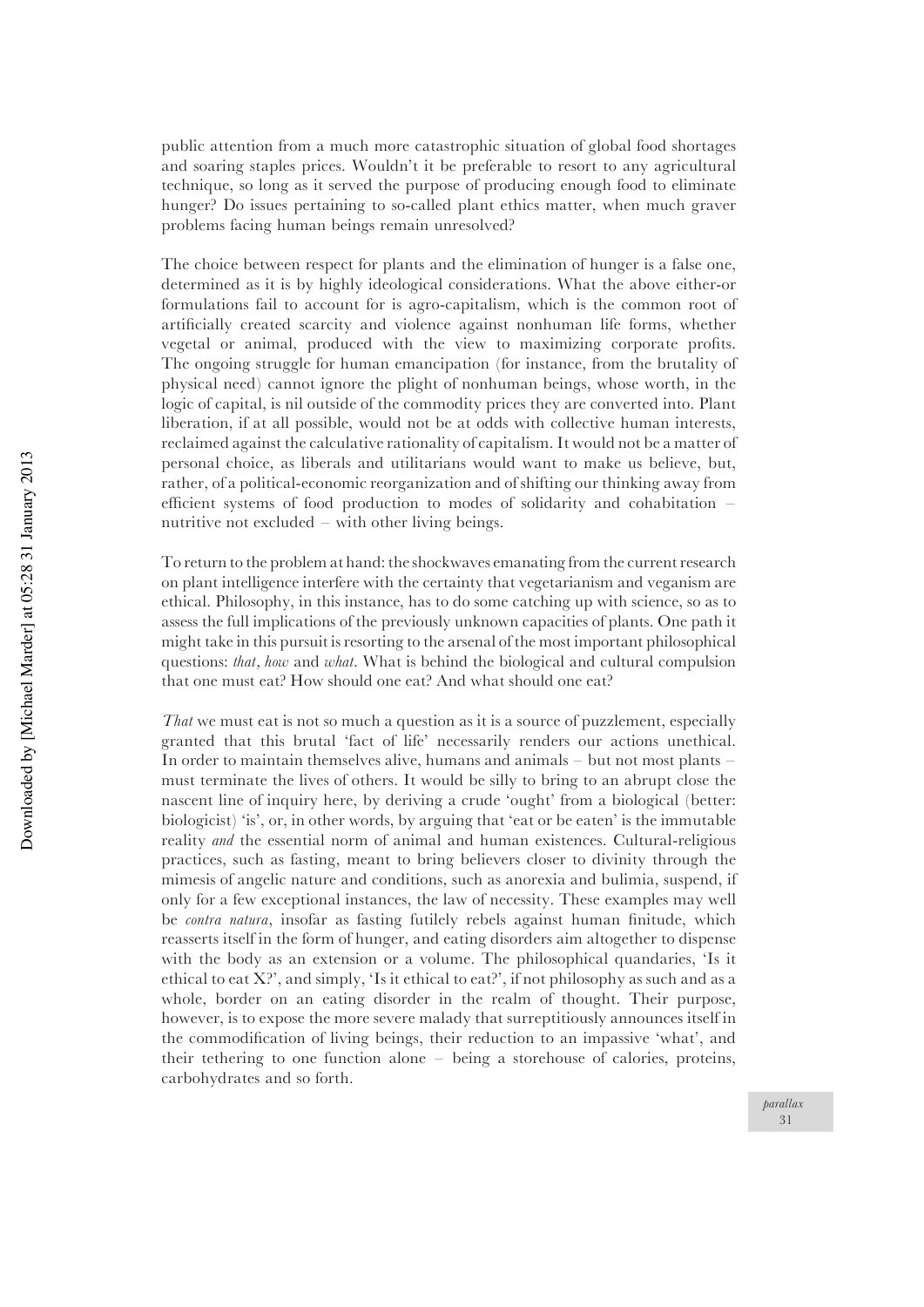public attention from a much more catastrophic situation of global food shortages and soaring staples prices. Wouldn't it be preferable to resort to any agricultural technique, so long as it served the purpose of producing enough food to eliminate hunger? Do issues pertaining to so-called plant ethics matter, when much graver problems facing human beings remain unresolved?

The choice between respect for plants and the elimination of hunger is a false one, determined as it is by highly ideological considerations. What the above either-or formulations fail to account for is agro-capitalism, which is the common root of artificially created scarcity and violence against nonhuman life forms, whether vegetal or animal, produced with the view to maximizing corporate profits. The ongoing struggle for human emancipation (for instance, from the brutality of physical need) cannot ignore the plight of nonhuman beings, whose worth, in the logic of capital, is nil outside of the commodity prices they are converted into. Plant liberation, if at all possible, would not be at odds with collective human interests, reclaimed against the calculative rationality of capitalism. It would not be a matter of personal choice, as liberals and utilitarians would want to make us believe, but, rather, of a political-economic reorganization and of shifting our thinking away from efficient systems of food production to modes of solidarity and cohabitation – nutritive not excluded – with other living beings.

To return to the problem at hand: the shockwaves emanating from the current research on plant intelligence interfere with the certainty that vegetarianism and veganism are ethical. Philosophy, in this instance, has to do some catching up with science, so as to assess the full implications of the previously unknown capacities of plants. One path it might take in this pursuit is resorting to the arsenal of the most important philosophical questions: *that*, *how* and *what*. What is behind the biological and cultural compulsion that one must eat? How should one eat? And what should one eat?

*That* we must eat is not so much a question as it is a source of puzzlement, especially granted that this brutal 'fact of life' necessarily renders our actions unethical. In order to maintain themselves alive, humans and animals – but not most plants – must terminate the lives of others. It would be silly to bring to an abrupt close the nascent line of inquiry here, by deriving a crude 'ought' from a biological (better: biologicist) 'is', or, in other words, by arguing that 'eat or be eaten' is the immutable reality *and* the essential norm of animal and human existences. Cultural-religious practices, such as fasting, meant to bring believers closer to divinity through the mimesis of angelic nature and conditions, such as anorexia and bulimia, suspend, if only for a few exceptional instances, the law of necessity. These examples may well be *contra natura*, insofar as fasting futilely rebels against human finitude, which reasserts itself in the form of hunger, and eating disorders aim altogether to dispense with the body as an extension or a volume. The philosophical quandaries, 'Is it ethical to eat X?', and simply, 'Is it ethical to eat?', if not philosophy as such and as a whole, border on an eating disorder in the realm of thought. Their purpose, however, is to expose the more severe malady that surreptitiously announces itself in the commodification of living beings, their reduction to an impassive 'what', and their tethering to one function alone – being a storehouse of calories, proteins, carbohydrates and so forth.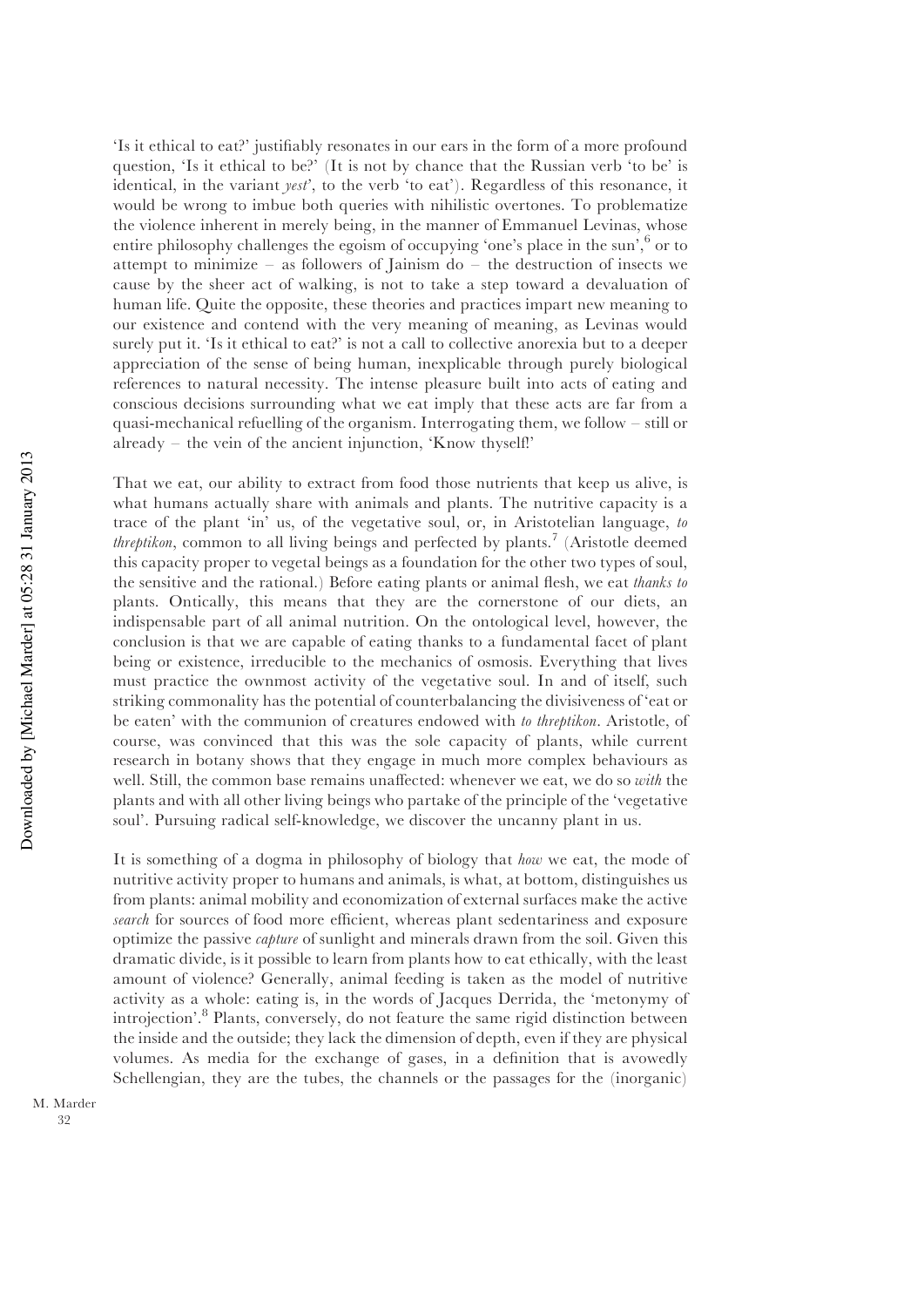'Is it ethical to eat?' justifiably resonates in our ears in the form of a more profound question, 'Is it ethical to be?' (It is not by chance that the Russian verb 'to be' is identical, in the variant *yest*', to the verb 'to eat'). Regardless of this resonance, it would be wrong to imbue both queries with nihilistic overtones. To problematize the violence inherent in merely being, in the manner of Emmanuel Levinas, whose entire philosophy challenges the egoism of occupying 'one's place in the sun',[6] or to attempt to minimize – as followers of Jainism do – the destruction of insects we cause by the sheer act of walking, is not to take a step toward a devaluation of human life. Quite the opposite, these theories and practices impart new meaning to our existence and contend with the very meaning of meaning, as Levinas would surely put it. 'Is it ethical to eat?' is not a call to collective anorexia but to a deeper appreciation of the sense of being human, inexplicable through purely biological references to natural necessity. The intense pleasure built into acts of eating and conscious decisions surrounding what we eat imply that these acts are far from a quasi-mechanical refuelling of the organism. Interrogating them, we follow – still or already – the vein of the ancient injunction, 'Know thyself!'

That we eat, our ability to extract from food those nutrients that keep us alive, is what humans actually share with animals and plants. The nutritive capacity is a trace of the plant 'in' us, of the vegetative soul, or, in Aristotelian language, *to threptikon*, common to all living beings and perfected by plants.[7] (Aristotle deemed this capacity proper to vegetal beings as a foundation for the other two types of soul, the sensitive and the rational.) Before eating plants or animal flesh, we eat *thanks to* plants. Ontically, this means that they are the cornerstone of our diets, an indispensable part of all animal nutrition. On the ontological level, however, the conclusion is that we are capable of eating thanks to a fundamental facet of plant being or existence, irreducible to the mechanics of osmosis. Everything that lives must practice the ownmost activity of the vegetative soul. In and of itself, such striking commonality has the potential of counterbalancing the divisiveness of 'eat or be eaten' with the communion of creatures endowed with *to threptikon*. Aristotle, of course, was convinced that this was the sole capacity of plants, while current research in botany shows that they engage in much more complex behaviours as well. Still, the common base remains unaffected: whenever we eat, we do so *with* the plants and with all other living beings who partake of the principle of the 'vegetative soul'. Pursuing radical self-knowledge, we discover the uncanny plant in us.

It is something of a dogma in philosophy of biology that *how* we eat, the mode of nutritive activity proper to humans and animals, is what, at bottom, distinguishes us from plants: animal mobility and economization of external surfaces make the active *search* for sources of food more efficient, whereas plant sedentariness and exposure optimize the passive *capture* of sunlight and minerals drawn from the soil. Given this dramatic divide, is it possible to learn from plants how to eat ethically, with the least amount of violence? Generally, animal feeding is taken as the model of nutritive activity as a whole: eating is, in the words of Jacques Derrida, the 'metonymy of introjection'.[8] Plants, conversely, do not feature the same rigid distinction between the inside and the outside; they lack the dimension of depth, even if they are physical volumes. As media for the exchange of gases, in a definition that is avowedly Schellengian, they are the tubes, the channels or the passages for the (inorganic)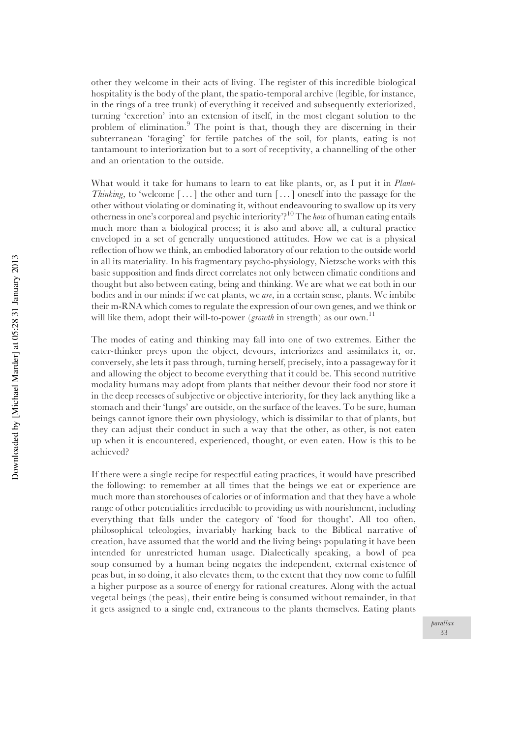other they welcome in their acts of living. The register of this incredible biological hospitality is the body of the plant, the spatio-temporal archive (legible, for instance, in the rings of a tree trunk) of everything it received and subsequently exteriorized, turning 'excretion' into an extension of itself, in the most elegant solution to the problem of elimination.[9] The point is that, though they are discerning in their subterranean 'foraging' for fertile patches of the soil, for plants, eating is not tantamount to interiorization but to a sort of receptivity, a channelling of the other and an orientation to the outside.

What would it take for humans to learn to eat like plants, or, as I put it in *Plant-Thinking*, to 'welcome [ . . . ] the other and turn [ . . . ] oneself into the passage for the other without violating or dominating it, without endeavouring to swallow up its very otherness in one's corporeal and psychic interiority'?[10] The *how* of human eating entails much more than a biological process; it is also and above all, a cultural practice enveloped in a set of generally unquestioned attitudes. How we eat is a physical reflection of how we think, an embodied laboratory of our relation to the outside world in all its materiality. In his fragmentary psycho-physiology, Nietzsche works with this basic supposition and finds direct correlates not only between climatic conditions and thought but also between eating, being and thinking. We are what we eat both in our bodies and in our minds: if we eat plants, we *are*, in a certain sense, plants. We imbibe their m-RNA which comes to regulate the expression of our own genes, and we think or will like them, adopt their will-to-power (*growth* in strength) as our own.[11]

The modes of eating and thinking may fall into one of two extremes. Either the eater-thinker preys upon the object, devours, interiorizes and assimilates it, or, conversely, she lets it pass through, turning herself, precisely, into a passageway for it and allowing the object to become everything that it could be. This second nutritive modality humans may adopt from plants that neither devour their food nor store it in the deep recesses of subjective or objective interiority, for they lack anything like a stomach and their 'lungs' are outside, on the surface of the leaves. To be sure, human beings cannot ignore their own physiology, which is dissimilar to that of plants, but they can adjust their conduct in such a way that the other, as other, is not eaten up when it is encountered, experienced, thought, or even eaten. How is this to be achieved?

If there were a single recipe for respectful eating practices, it would have prescribed the following: to remember at all times that the beings we eat or experience are much more than storehouses of calories or of information and that they have a whole range of other potentialities irreducible to providing us with nourishment, including everything that falls under the category of 'food for thought'. All too often, philosophical teleologies, invariably harking back to the Biblical narrative of creation, have assumed that the world and the living beings populating it have been intended for unrestricted human usage. Dialectically speaking, a bowl of pea soup consumed by a human being negates the independent, external existence of peas but, in so doing, it also elevates them, to the extent that they now come to fulfill a higher purpose as a source of energy for rational creatures. Along with the actual vegetal beings (the peas), their entire being is consumed without remainder, in that it gets assigned to a single end, extraneous to the plants themselves. Eating plants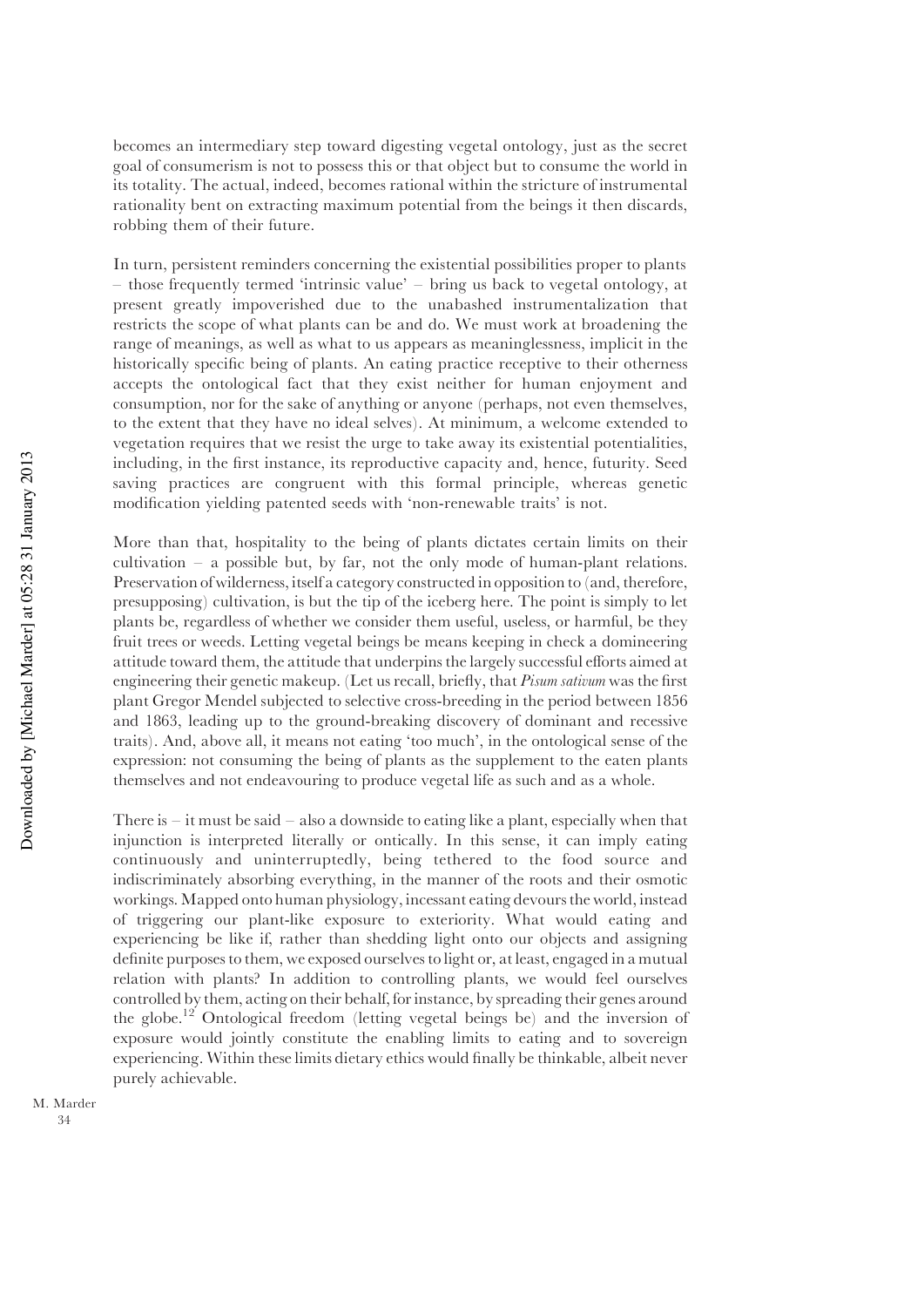becomes an intermediary step toward digesting vegetal ontology, just as the secret goal of consumerism is not to possess this or that object but to consume the world in its totality. The actual, indeed, becomes rational within the stricture of instrumental rationality bent on extracting maximum potential from the beings it then discards, robbing them of their future.

In turn, persistent reminders concerning the existential possibilities proper to plants – those frequently termed 'intrinsic value' – bring us back to vegetal ontology, at present greatly impoverished due to the unabashed instrumentalization that restricts the scope of what plants can be and do. We must work at broadening the range of meanings, as well as what to us appears as meaninglessness, implicit in the historically specific being of plants. An eating practice receptive to their otherness accepts the ontological fact that they exist neither for human enjoyment and consumption, nor for the sake of anything or anyone (perhaps, not even themselves, to the extent that they have no ideal selves). At minimum, a welcome extended to vegetation requires that we resist the urge to take away its existential potentialities, including, in the first instance, its reproductive capacity and, hence, futurity. Seed saving practices are congruent with this formal principle, whereas genetic modification yielding patented seeds with 'non-renewable traits' is not.

More than that, hospitality to the being of plants dictates certain limits on their cultivation – a possible but, by far, not the only mode of human-plant relations. Preservation of wilderness, itself a category constructed in opposition to (and, therefore, presupposing) cultivation, is but the tip of the iceberg here. The point is simply to let plants be, regardless of whether we consider them useful, useless, or harmful, be they fruit trees or weeds. Letting vegetal beings be means keeping in check a domineering attitude toward them, the attitude that underpins the largely successful efforts aimed at engineering their genetic makeup. (Let us recall, briefly, that *Pisum sativum* was the first plant Gregor Mendel subjected to selective cross-breeding in the period between 1856 and 1863, leading up to the ground-breaking discovery of dominant and recessive traits). And, above all, it means not eating 'too much', in the ontological sense of the expression: not consuming the being of plants as the supplement to the eaten plants themselves and not endeavouring to produce vegetal life as such and as a whole.

There is – it must be said – also a downside to eating like a plant, especially when that injunction is interpreted literally or ontically. In this sense, it can imply eating continuously and uninterruptedly, being tethered to the food source and indiscriminately absorbing everything, in the manner of the roots and their osmotic workings. Mapped onto human physiology, incessant eating devours the world, instead of triggering our plant-like exposure to exteriority. What would eating and experiencing be like if, rather than shedding light onto our objects and assigning definite purposes to them, we exposed ourselves to light or, at least, engaged in a mutual relation with plants? In addition to controlling plants, we would feel ourselves controlled by them, acting on their behalf, for instance, by spreading their genes around the globe.[12] Ontological freedom (letting vegetal beings be) and the inversion of exposure would jointly constitute the enabling limits to eating and to sovereign experiencing. Within these limits dietary ethics would finally be thinkable, albeit never purely achievable.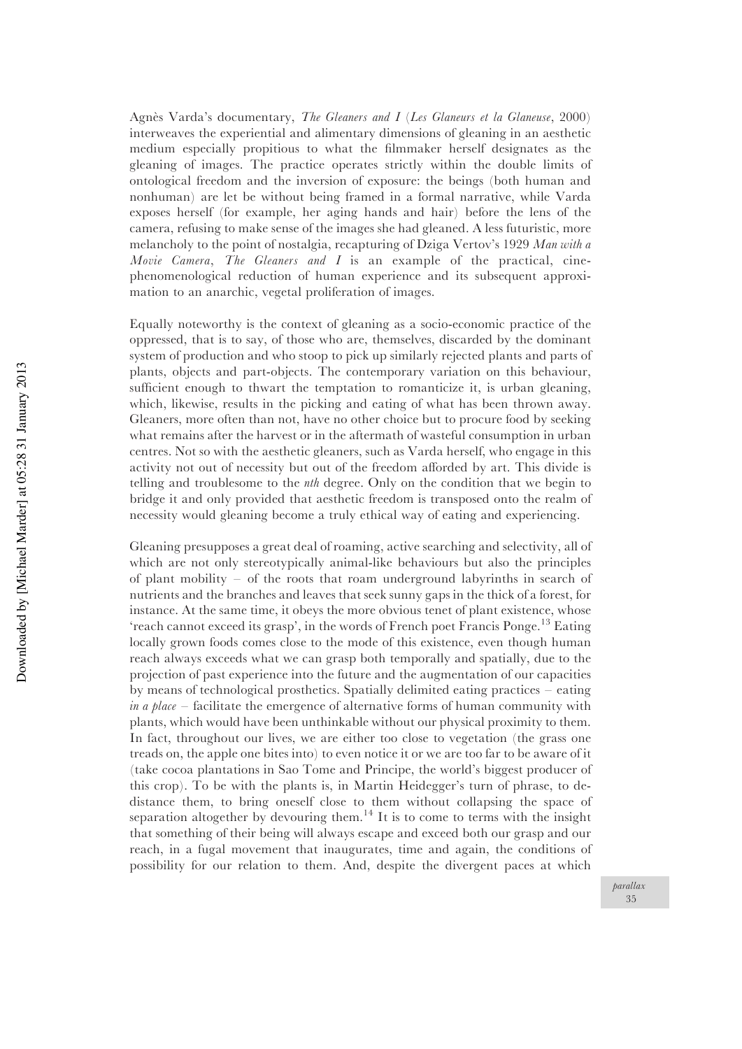Agnès Varda's documentary, *The Gleaners and I* (*Les Glaneurs et la Glaneuse*, 2000) interweaves the experiential and alimentary dimensions of gleaning in an aesthetic medium especially propitious to what the filmmaker herself designates as the gleaning of images. The practice operates strictly within the double limits of ontological freedom and the inversion of exposure: the beings (both human and nonhuman) are let be without being framed in a formal narrative, while Varda exposes herself (for example, her aging hands and hair) before the lens of the camera, refusing to make sense of the images she had gleaned. A less futuristic, more melancholy to the point of nostalgia, recapturing of Dziga Vertov's 1929 *Man with a Movie Camera*, *The Gleaners and I* is an example of the practical, cine-phenomenological reduction of human experience and its subsequent approximation to an anarchic, vegetal proliferation of images.

Equally noteworthy is the context of gleaning as a socio-economic practice of the oppressed, that is to say, of those who are, themselves, discarded by the dominant system of production and who stoop to pick up similarly rejected plants and parts of plants, objects and part-objects. The contemporary variation on this behaviour, sufficient enough to thwart the temptation to romanticize it, is urban gleaning, which, likewise, results in the picking and eating of what has been thrown away. Gleaners, more often than not, have no other choice but to procure food by seeking what remains after the harvest or in the aftermath of wasteful consumption in urban centres. Not so with the aesthetic gleaners, such as Varda herself, who engage in this activity not out of necessity but out of the freedom afforded by art. This divide is telling and troublesome to the *nth* degree. Only on the condition that we begin to bridge it and only provided that aesthetic freedom is transposed onto the realm of necessity would gleaning become a truly ethical way of eating and experiencing.

Gleaning presupposes a great deal of roaming, active searching and selectivity, all of which are not only stereotypically animal-like behaviours but also the principles of plant mobility – of the roots that roam underground labyrinths in search of nutrients and the branches and leaves that seek sunny gaps in the thick of a forest, for instance. At the same time, it obeys the more obvious tenet of plant existence, whose 'reach cannot exceed its grasp', in the words of French poet Francis Ponge.[13] Eating locally grown foods comes close to the mode of this existence, even though human reach always exceeds what we can grasp both temporally and spatially, due to the projection of past experience into the future and the augmentation of our capacities by means of technological prosthetics. Spatially delimited eating practices – eating *in a place* – facilitate the emergence of alternative forms of human community with plants, which would have been unthinkable without our physical proximity to them. In fact, throughout our lives, we are either too close to vegetation (the grass one treads on, the apple one bites into) to even notice it or we are too far to be aware of it (take cocoa plantations in Sao Tome and Principe, the world's biggest producer of this crop). To be with the plants is, in Martin Heidegger's turn of phrase, to de-distance them, to bring oneself close to them without collapsing the space of separation altogether by devouring them.[14] It is to come to terms with the insight that something of their being will always escape and exceed both our grasp and our reach, in a fugal movement that inaugurates, time and again, the conditions of possibility for our relation to them. And, despite the divergent paces at which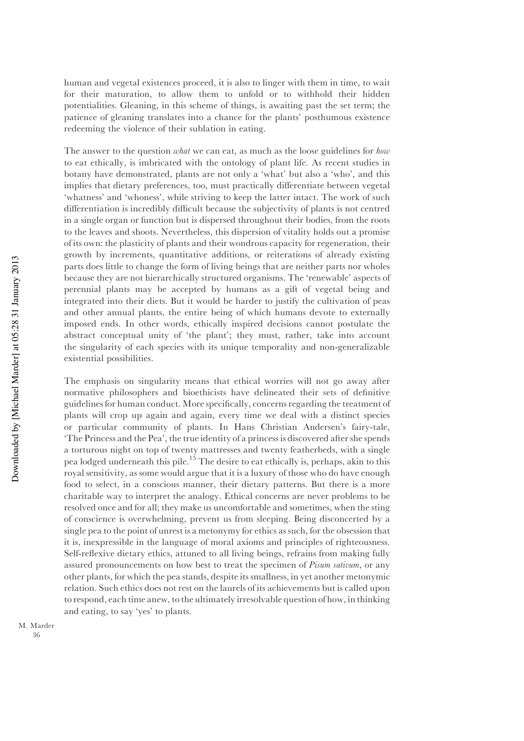human and vegetal existences proceed, it is also to linger with them in time, to wait for their maturation, to allow them to unfold or to withhold their hidden potentialities. Gleaning, in this scheme of things, is awaiting past the set term; the patience of gleaning translates into a chance for the plants' posthumous existence redeeming the violence of their sublation in eating.

The answer to the question *what* we can eat, as much as the loose guidelines for *how* to eat ethically, is imbricated with the ontology of plant life. As recent studies in botany have demonstrated, plants are not only a 'what' but also a 'who', and this implies that dietary preferences, too, must practically differentiate between vegetal 'whatness' and 'whoness', while striving to keep the latter intact. The work of such differentiation is incredibly difficult because the subjectivity of plants is not centred in a single organ or function but is dispersed throughout their bodies, from the roots to the leaves and shoots. Nevertheless, this dispersion of vitality holds out a promise of its own: the plasticity of plants and their wondrous capacity for regeneration, their growth by increments, quantitative additions, or reiterations of already existing parts does little to change the form of living beings that are neither parts nor wholes because they are not hierarchically structured organisms. The 'renewable' aspects of perennial plants may be accepted by humans as a gift of vegetal being and integrated into their diets. But it would be harder to justify the cultivation of peas and other annual plants, the entire being of which humans devote to externally imposed ends. In other words, ethically inspired decisions cannot postulate the abstract conceptual unity of 'the plant'; they must, rather, take into account the singularity of each species with its unique temporality and non-generalizable existential possibilities.

The emphasis on singularity means that ethical worries will not go away after normative philosophers and bioethicists have delineated their sets of definitive guidelines for human conduct. More specifically, concerns regarding the treatment of plants will crop up again and again, every time we deal with a distinct species or particular community of plants. In Hans Christian Andersen's fairy-tale, 'The Princess and the Pea', the true identity of a princess is discovered after she spends a torturous night on top of twenty mattresses and twenty featherbeds, with a single pea lodged underneath this pile.[15] The desire to eat ethically is, perhaps, akin to this royal sensitivity, as some would argue that it is a luxury of those who do have enough food to select, in a conscious manner, their dietary patterns. But there is a more charitable way to interpret the analogy. Ethical concerns are never problems to be resolved once and for all; they make us uncomfortable and sometimes, when the sting of conscience is overwhelming, prevent us from sleeping. Being disconcerted by a single pea to the point of unrest is a metonymy for ethics as such, for the obsession that it is, inexpressible in the language of moral axioms and principles of righteousness. Self-reflexive dietary ethics, attuned to all living beings, refrains from making fully assured pronouncements on how best to treat the specimen of *Pisum sativum*, or any other plants, for which the pea stands, despite its smallness, in yet another metonymic relation. Such ethics does not rest on the laurels of its achievements but is called upon to respond, each time anew, to the ultimately irresolvable question of how, in thinking and eating, to say 'yes' to plants.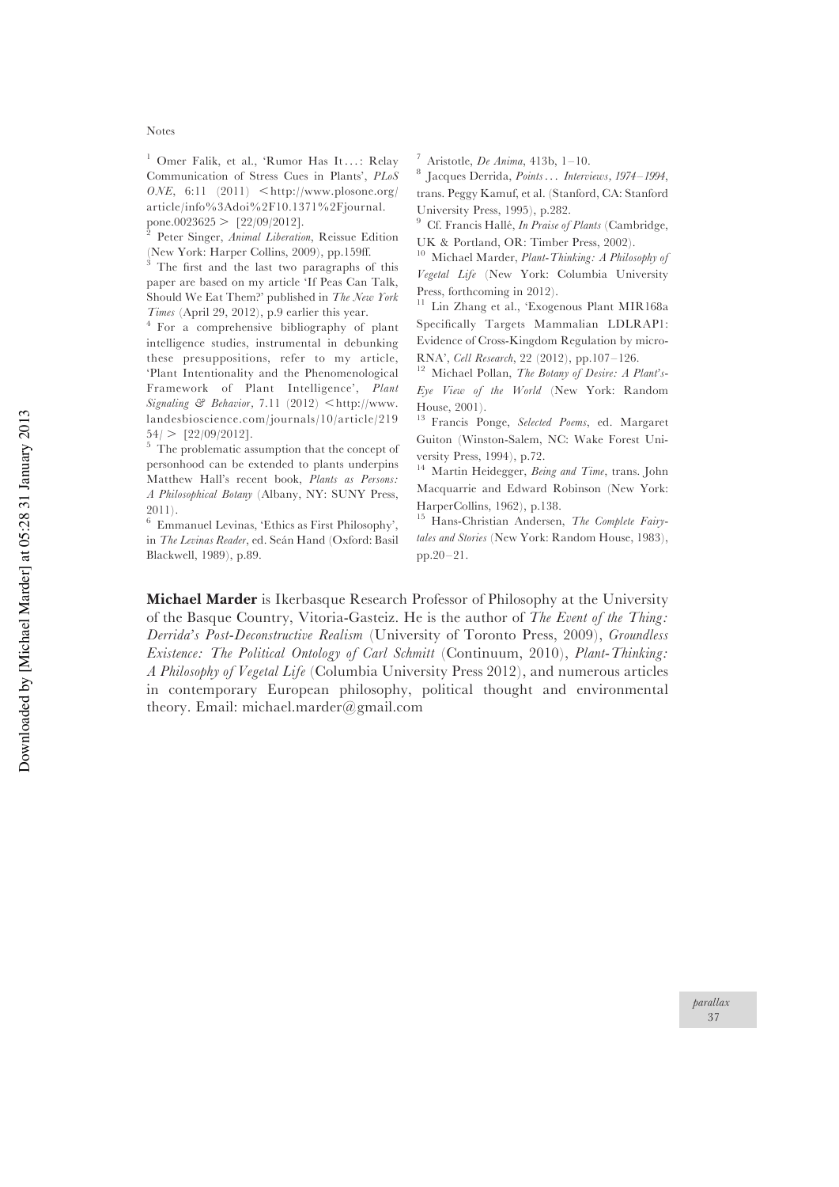Notes

[1] Omer Falik, et al., 'Rumor Has It...: Relay Communication of Stress Cues in Plants', *PLoS ONE*, 6:11 (2011) <http://www.plosone.org/article/info%3Adoi%2F10.1371%2Fjournal.pone.0023625> [22/09/2012].

[2] Peter Singer, *Animal Liberation*, Reissue Edition (New York: Harper Collins, 2009), pp.159ff.

[3] The first and the last two paragraphs of this paper are based on my article 'If Peas Can Talk, Should We Eat Them?' published in *The New York Times* (April 29, 2012), p.9 earlier this year.

[4] For a comprehensive bibliography of plant intelligence studies, instrumental in debunking these presuppositions, refer to my article, 'Plant Intentionality and the Phenomenological Framework of Plant Intelligence', *Plant Signaling & Behavior*, 7.11 (2012) <http://www.landesbioscience.com/journals/10/article/21954/> [22/09/2012].

[5] The problematic assumption that the concept of personhood can be extended to plants underpins Matthew Hall's recent book, *Plants as Persons: A Philosophical Botany* (Albany, NY: SUNY Press, 2011).

[6] Emmanuel Levinas, 'Ethics as First Philosophy', in *The Levinas Reader*, ed. Seán Hand (Oxford: Basil Blackwell, 1989), p.89.

[7] Aristotle, *De Anima*, 413b, 1–10.

[8] Jacques Derrida, *Points... Interviews, 1974–1994*, trans. Peggy Kamuf, et al. (Stanford, CA: Stanford University Press, 1995), p.282.

[9] Cf. Francis Hallé, *In Praise of Plants* (Cambridge, UK & Portland, OR: Timber Press, 2002).

[10] Michael Marder, *Plant-Thinking: A Philosophy of Vegetal Life* (New York: Columbia University Press, forthcoming in 2012).

[11] Lin Zhang et al., 'Exogenous Plant MIR168a Specifically Targets Mammalian LDLRAP1: Evidence of Cross-Kingdom Regulation by microRNA', *Cell Research*, 22 (2012), pp.107–126.

[12] Michael Pollan, *The Botany of Desire: A Plant's-Eye View of the World* (New York: Random House, 2001).

[13] Francis Ponge, *Selected Poems*, ed. Margaret Guiton (Winston-Salem, NC: Wake Forest University Press, 1994), p.72.

[14] Martin Heidegger, *Being and Time*, trans. John Macquarrie and Edward Robinson (New York: HarperCollins, 1962), p.138.

[15] Hans-Christian Andersen, *The Complete Fairytales and Stories* (New York: Random House, 1983), pp.20–21.

**Michael Marder** is Ikerbasque Research Professor of Philosophy at the University of the Basque Country, Vitoria-Gasteiz. He is the author of *The Event of the Thing: Derrida's Post-Deconstructive Realism* (University of Toronto Press, 2009), *Groundless Existence: The Political Ontology of Carl Schmitt* (Continuum, 2010), *Plant-Thinking: A Philosophy of Vegetal Life* (Columbia University Press 2012), and numerous articles in contemporary European philosophy, political thought and environmental theory. Email: michael.marder@gmail.com